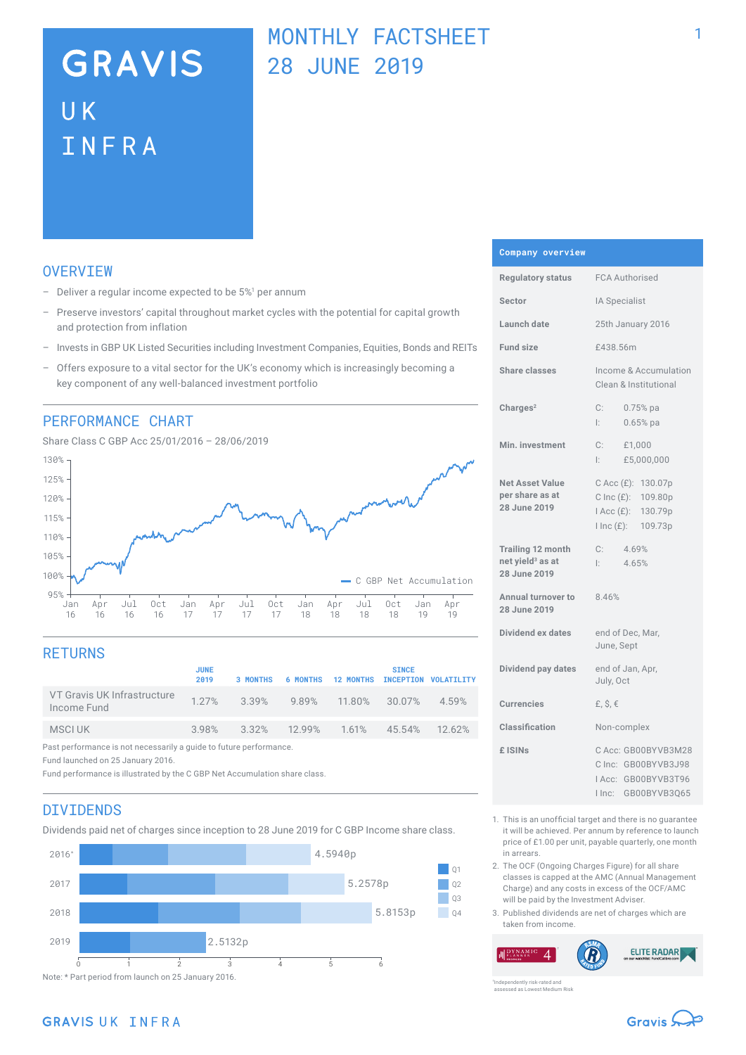# GRAVIS UK INFRA

# MONTHLY FACTSHEET 28 JUNE 2019

## OVERVIEW

- Deliver a regular income expected to be 5%[1] per annum
- Preserve investors' capital throughout market cycles with the potential for capital growth and protection from inflation
- Invests in GBP UK Listed Securities including Investment Companies, Equities, Bonds and REITs
- Offers exposure to a vital sector for the UK's economy which is increasingly becoming a key component of any well-balanced investment portfolio

## PERFORMANCE CHART

Share Class C GBP Acc 25/01/2016 – 28/06/2019

C GBP Net Accumulation

## RETURNS

| | JUNE 2019 | 3 MONTHS | 6 MONTHS | 12 MONTHS | SINCE INCEPTION | VOLATILITY |
|---|---|---|---|---|---|---|
| VT Gravis UK Infrastructure Income Fund | 1.27% | 3.39% | 9.89% | 11.80% | 30.07% | 4.59% |
| MSCI UK | 3.98% | 3.32% | 12.99% | 1.61% | 45.54% | 12.62% |

Past performance is not necessarily a guide to future performance.
Fund launched on 25 January 2016.
Fund performance is illustrated by the C GBP Net Accumulation share class.

## DIVIDENDS

Dividends paid net of charges since inception to 28 June 2019 for C GBP Income share class.

| Year | Total |
|---|---|
| 2016* | 4.5940p |
| 2017 | 5.2578p |
| 2018 | 5.8153p |
| 2019 | 2.5132p |

Note: * Part period from launch on 25 January 2016.

## Company overview

| | |
|---|---|
| Regulatory status | FCA Authorised |
| Sector | IA Specialist |
| Launch date | 25th January 2016 |
| Fund size | £438.56m |
| Share classes | Income & Accumulation Clean & Institutional |
| Charges[2] | C: 0.75% pa<br>I: 0.65% pa |
| Min. investment | C: £1,000<br>I: £5,000,000 |
| Net Asset Value per share as at 28 June 2019 | C Acc (£): 130.07p<br>C Inc (£): 109.80p<br>I Acc (£): 130.79p<br>I Inc (£): 109.73p |
| Trailing 12 month net yield[3] as at 28 June 2019 | C: 4.69%<br>I: 4.65% |
| Annual turnover to 28 June 2019 | 8.46% |
| Dividend ex dates | end of Dec, Mar, June, Sept |
| Dividend pay dates | end of Jan, Apr, July, Oct |
| Currencies | £, $, € |
| Classification | Non-complex |
| £ ISINs | C Acc: GB00BYVB3M28<br>C Inc: GB00BYVB3J98<br>I Acc: GB00BYVB3T96<br>I Inc: GB00BYVB3Q65 |

1. This is an unofficial target and there is no guarantee it will be achieved. Per annum by reference to launch price of £1.00 per unit, payable quarterly, one month in arrears.
2. The OCF (Ongoing Charges Figure) for all share classes is capped at the AMC (Annual Management Charge) and any costs in excess of the OCF/AMC will be paid by the Investment Adviser.
3. Published dividends are net of charges which are taken from income.

Independently risk-rated and assessed as Lowest Medium Risk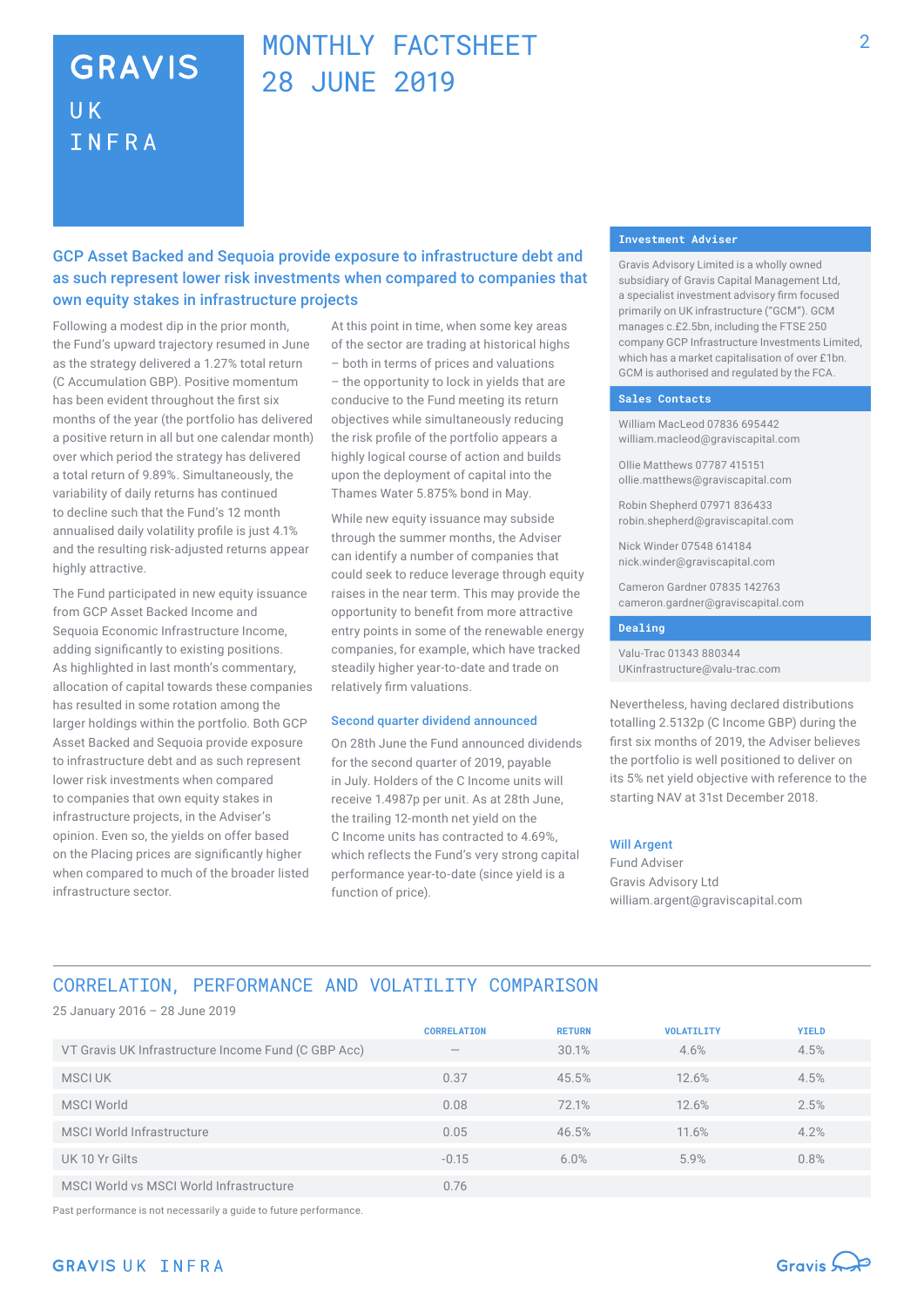# GRAVIS UK INFRA

# MONTHLY FACTSHEET 28 JUNE 2019

## GCP Asset Backed and Sequoia provide exposure to infrastructure debt and as such represent lower risk investments when compared to companies that own equity stakes in infrastructure projects

Following a modest dip in the prior month, the Fund's upward trajectory resumed in June as the strategy delivered a 1.27% total return (C Accumulation GBP). Positive momentum has been evident throughout the first six months of the year (the portfolio has delivered a positive return in all but one calendar month) over which period the strategy has delivered a total return of 9.89%. Simultaneously, the variability of daily returns has continued to decline such that the Fund's 12 month annualised daily volatility profile is just 4.1% and the resulting risk-adjusted returns appear highly attractive.

The Fund participated in new equity issuance from GCP Asset Backed Income and Sequoia Economic Infrastructure Income, adding significantly to existing positions. As highlighted in last month's commentary, allocation of capital towards these companies has resulted in some rotation among the larger holdings within the portfolio. Both GCP Asset Backed and Sequoia provide exposure to infrastructure debt and as such represent lower risk investments when compared to companies that own equity stakes in infrastructure projects, in the Adviser's opinion. Even so, the yields on offer based on the Placing prices are significantly higher when compared to much of the broader listed infrastructure sector.

At this point in time, when some key areas of the sector are trading at historical highs – both in terms of prices and valuations – the opportunity to lock in yields that are conducive to the Fund meeting its return objectives while simultaneously reducing the risk profile of the portfolio appears a highly logical course of action and builds upon the deployment of capital into the Thames Water 5.875% bond in May.

While new equity issuance may subside through the summer months, the Adviser can identify a number of companies that could seek to reduce leverage through equity raises in the near term. This may provide the opportunity to benefit from more attractive entry points in some of the renewable energy companies, for example, which have tracked steadily higher year-to-date and trade on relatively firm valuations.

### Second quarter dividend announced

On 28th June the Fund announced dividends for the second quarter of 2019, payable in July. Holders of the C Income units will receive 1.4987p per unit. As at 28th June, the trailing 12-month net yield on the C Income units has contracted to 4.69%, which reflects the Fund's very strong capital performance year-to-date (since yield is a function of price).

Nevertheless, having declared distributions totalling 2.5132p (C Income GBP) during the first six months of 2019, the Adviser believes the portfolio is well positioned to deliver on its 5% net yield objective with reference to the starting NAV at 31st December 2018.

**Will Argent**
Fund Adviser
Gravis Advisory Ltd
william.argent@graviscapital.com

### Investment Adviser

Gravis Advisory Limited is a wholly owned subsidiary of Gravis Capital Management Ltd, a specialist investment advisory firm focused primarily on UK infrastructure ("GCM"). GCM manages c.£2.5bn, including the FTSE 250 company GCP Infrastructure Investments Limited, which has a market capitalisation of over £1bn. GCM is authorised and regulated by the FCA.

### Sales Contacts

William MacLeod 07836 695442
william.macleod@graviscapital.com

Ollie Matthews 07787 415151
ollie.matthews@graviscapital.com

Robin Shepherd 07971 836433
robin.shepherd@graviscapital.com

Nick Winder 07548 614184
nick.winder@graviscapital.com

Cameron Gardner 07835 142763
cameron.gardner@graviscapital.com

### Dealing

Valu-Trac 01343 880344
UKinfrastructure@valu-trac.com

## CORRELATION, PERFORMANCE AND VOLATILITY COMPARISON

25 January 2016 – 28 June 2019

| | CORRELATION | RETURN | VOLATILITY | YIELD |
|---|---|---|---|---|
| VT Gravis UK Infrastructure Income Fund (C GBP Acc) | – | 30.1% | 4.6% | 4.5% |
| MSCI UK | 0.37 | 45.5% | 12.6% | 4.5% |
| MSCI World | 0.08 | 72.1% | 12.6% | 2.5% |
| MSCI World Infrastructure | 0.05 | 46.5% | 11.6% | 4.2% |
| UK 10 Yr Gilts | -0.15 | 6.0% | 5.9% | 0.8% |
| MSCI World vs MSCI World Infrastructure | 0.76 | | | |

Past performance is not necessarily a guide to future performance.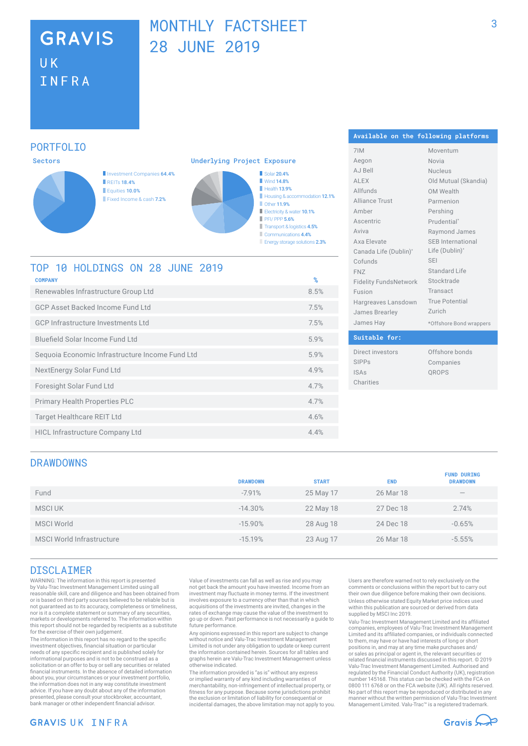# GRAVIS UK INFRA

# MONTHLY FACTSHEET 28 JUNE 2019

## PORTFOLIO

### Sectors

Investment Companies 64.4%
REITs 18.4%
Equities 10.0%
Fixed Income & cash 7.2%

### Underlying Project Exposure

Solar 20.4%
Wind 14.8%
Health 13.9%
Housing & accommodation 12.1%
Other 11.9%
Electricity & water 10.1%
PFI/ PPP 5.6%
Transport & logistics 4.5%
Communications 4.4%
Energy storage solutions 2.3%

## TOP 10 HOLDINGS ON 28 JUNE 2019

| COMPANY | % |
|---|---|
| Renewables Infrastructure Group Ltd | 8.5% |
| GCP Asset Backed Income Fund Ltd | 7.5% |
| GCP Infrastructure Investments Ltd | 7.5% |
| Bluefield Solar Income Fund Ltd | 5.9% |
| Sequoia Economic Infrastructure Income Fund Ltd | 5.9% |
| NextEnergy Solar Fund Ltd | 4.9% |
| Foresight Solar Fund Ltd | 4.7% |
| Primary Health Properties PLC | 4.7% |
| Target Healthcare REIT Ltd | 4.6% |
| HICL Infrastructure Company Ltd | 4.4% |

### Available on the following platforms

7IM
Aegon
AJ Bell
ALEX
Allfunds
Alliance Trust
Amber
Ascentric
Aviva
Axa Elevate
Canada Life (Dublin)*
Cofunds
FNZ
Fidelity FundsNetwork
Fusion
Hargreaves Lansdown
James Brearley
James Hay
Moventum
Novia
Nucleus
Old Mutual (Skandia)
OM Wealth
Parmenion
Pershing
Prudential*
Raymond James
SEB International Life (Dublin)*
SEI
Standard Life
Stocktrade
Transact
True Potential
Zurich

*Offshore Bond wrappers

### Suitable for:

Direct investors
SIPPs
ISAs
Charities
Offshore bonds
Companies
QROPS

## DRAWDOWNS

| | DRAWDOWN | START | END | FUND DURING DRAWDOWN |
|---|---|---|---|---|
| Fund | -7.91% | 25 May 17 | 26 Mar 18 | — |
| MSCI UK | -14.30% | 22 May 18 | 27 Dec 18 | 2.74% |
| MSCI World | -15.90% | 28 Aug 18 | 24 Dec 18 | -0.65% |
| MSCI World Infrastructure | -15.19% | 23 Aug 17 | 26 Mar 18 | -5.55% |

## DISCLAIMER

WARNING: The information in this report is presented by Valu-Trac Investment Management Limited using all reasonable skill, care and diligence and has been obtained from or is based on third party sources believed to be reliable but is not guaranteed as to its accuracy, completeness or timeliness, nor is it a complete statement or summary of any securities, markets or developments referred to. The information within this report should not be regarded by recipients as a substitute for the exercise of their own judgement.

The information in this report has no regard to the specific investment objectives, financial situation or particular needs of any specific recipient and is published solely for informational purposes and is not to be construed as a solicitation or an offer to buy or sell any securities or related financial instruments. In the absence of detailed information about you, your circumstances or your investment portfolio, the information does not in any way constitute investment advice. If you have any doubt about any of the information presented, please consult your stockbroker, accountant, bank manager or other independent financial advisor.

Value of investments can fall as well as rise and you may not get back the amount you have invested. Income from an investment may fluctuate in money terms. If the investment involves exposure to a currency other than that in which acquisitions of the investments are invited, changes in the rates of exchange may cause the value of the investment to go up or down. Past performance is not necessarily a guide to future performance.

Any opinions expressed in this report are subject to change without notice and Valu-Trac Investment Management Limited is not under any obligation to update or keep current the information contained herein. Sources for all tables and graphs herein are Valu-Trac Investment Management unless otherwise indicated.

The information provided is "as is" without any express or implied warranty of any kind including warranties of merchantability, non-infringement of intellectual property, or fitness for any purpose. Because some jurisdictions prohibit the exclusion or limitation of liability for consequential or incidental damages, the above limitation may not apply to you.

Users are therefore warned not to rely exclusively on the comments or conclusions within the report but to carry out their own due diligence before making their own decisions.

Unless otherwise stated Equity Market price indices used within this publication are sourced or derived from data supplied by MSCI Inc 2019.

Valu-Trac Investment Management Limited and its affiliated companies, employees of Valu-Trac Investment Management Limited and its affiliated companies, or individuals connected to them, may have or have had interests of long or short positions in, and may at any time make purchases and/or sales as principal or agent in, the relevant securities or related financial instruments discussed in this report. © 2019 Valu-Trac Investment Management Limited. Authorised and regulated by the Financial Conduct Authority (UK), registration number 145168. This status can be checked with the FCA on 0800 111 6768 or on the FCA website (UK). All rights reserved. No part of this report may be reproduced or distributed in any manner without the written permission of Valu-Trac Investment Management Limited. Valu-Trac™ is a registered trademark.